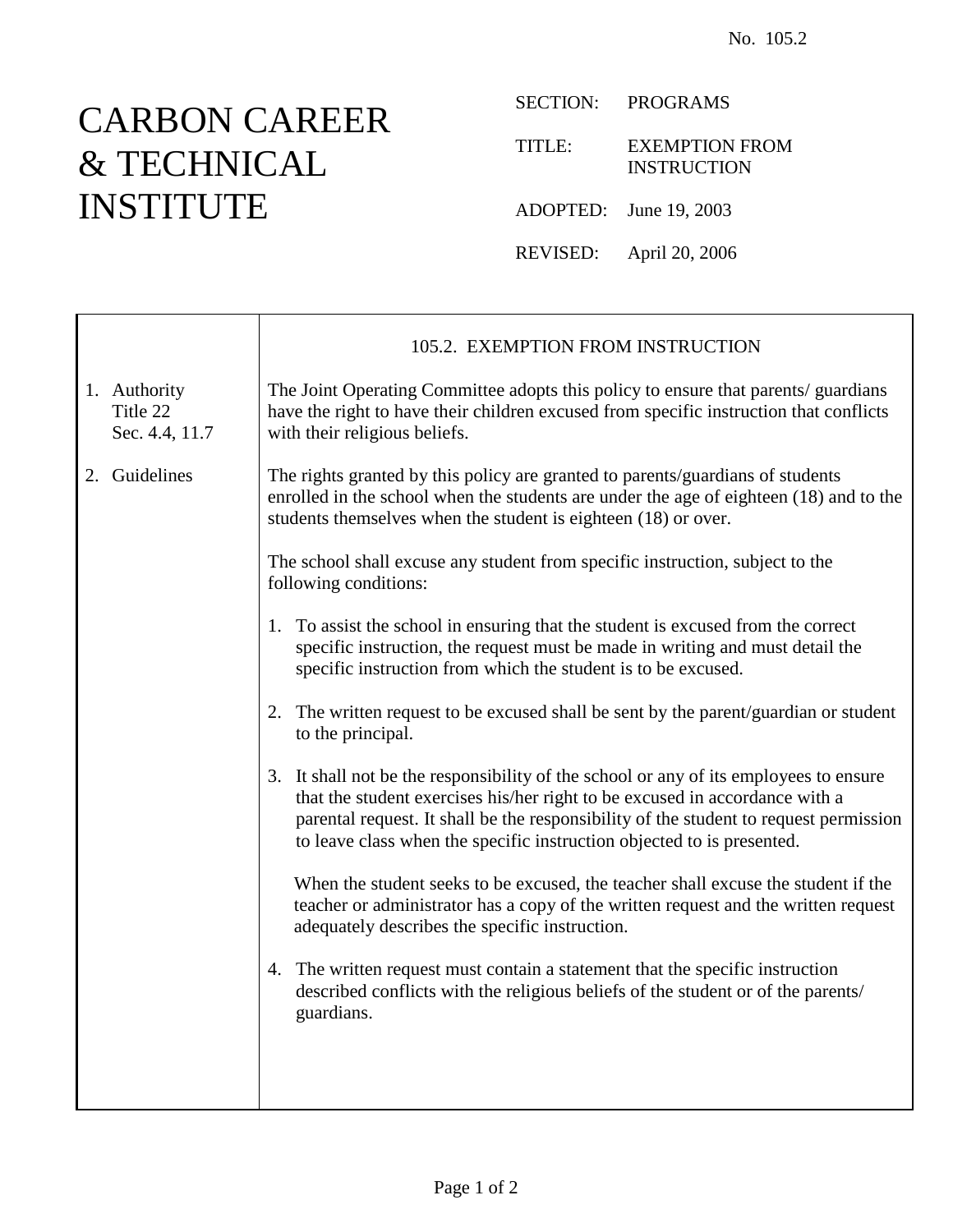No. 105.2

# CARBON CAREER & TECHNICAL INSTITUTE

SECTION: PROGRAMS

TITLE: EXEMPTION FROM INSTRUCTION

ADOPTED: June 19, 2003

REVISED: April 20, 2006

## 105.2. EXEMPTION FROM INSTRUCTION

**1. Authority**
Title 22
Sec. 4.4, 11.7

The Joint Operating Committee adopts this policy to ensure that parents/ guardians have the right to have their children excused from specific instruction that conflicts with their religious beliefs.

**2. Guidelines**

The rights granted by this policy are granted to parents/guardians of students enrolled in the school when the students are under the age of eighteen (18) and to the students themselves when the student is eighteen (18) or over.

The school shall excuse any student from specific instruction, subject to the following conditions:

1. To assist the school in ensuring that the student is excused from the correct specific instruction, the request must be made in writing and must detail the specific instruction from which the student is to be excused.

2. The written request to be excused shall be sent by the parent/guardian or student to the principal.

3. It shall not be the responsibility of the school or any of its employees to ensure that the student exercises his/her right to be excused in accordance with a parental request. It shall be the responsibility of the student to request permission to leave class when the specific instruction objected to is presented.

   When the student seeks to be excused, the teacher shall excuse the student if the teacher or administrator has a copy of the written request and the written request adequately describes the specific instruction.

4. The written request must contain a statement that the specific instruction described conflicts with the religious beliefs of the student or of the parents/ guardians.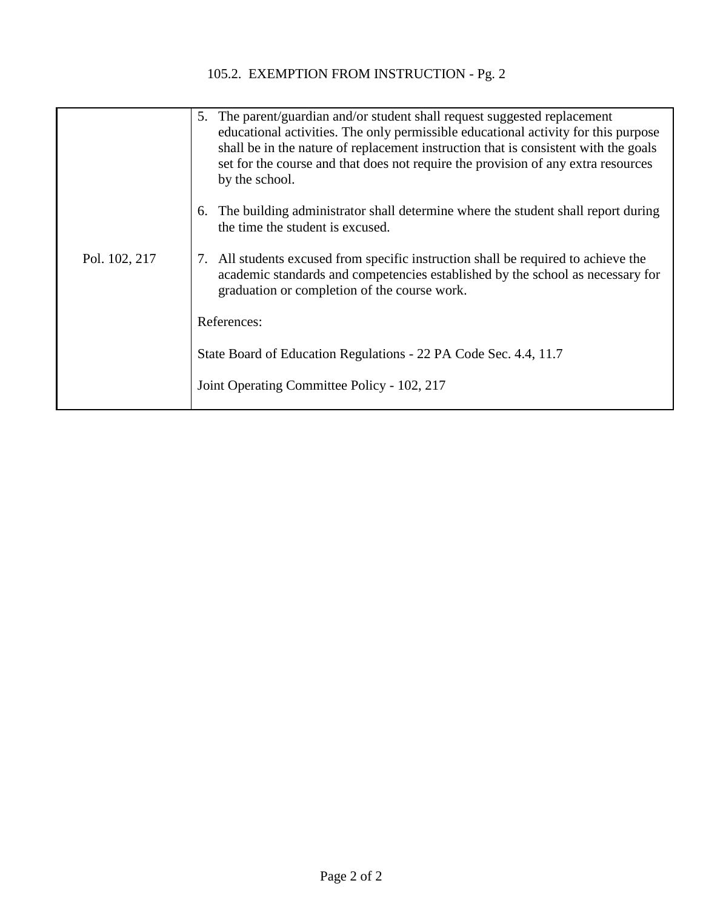| | |
|---|---|
| | 5. The parent/guardian and/or student shall request suggested replacement educational activities. The only permissible educational activity for this purpose shall be in the nature of replacement instruction that is consistent with the goals set for the course and that does not require the provision of any extra resources by the school. |
| | 6. The building administrator shall determine where the student shall report during the time the student is excused. |
| Pol. 102, 217 | 7. All students excused from specific instruction shall be required to achieve the academic standards and competencies established by the school as necessary for graduation or completion of the course work. |
| | References: |
| | State Board of Education Regulations - 22 PA Code Sec. 4.4, 11.7 |
| | Joint Operating Committee Policy - 102, 217 |